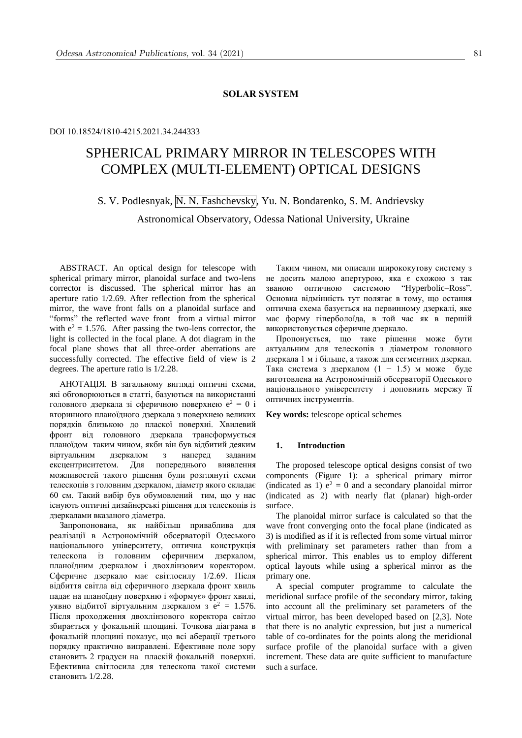**SOLAR SYSTEM**

DOI 10.18524/1810-4215.2021.34.244333

# SPHERICAL PRIMARY MIRROR IN TELESCOPES WITH COMPLEX (MULTI-ELEMENT) OPTICAL DESIGNS

S. V. Podlesnyak, N. N. Fashchevsky, Yu. N. Bondarenko, S. M. Andrievsky

Astronomical Observatory, Odessa National University, Ukraine

ABSTRACT. An optical design for telescope with spherical primary mirror, planoidal surface and two-lens corrector is discussed. The spherical mirror has an aperture ratio 1/2.69. After reflection from the spherical mirror, the wave front falls on a planoidal surface and "forms" the reflected wave front from a virtual mirror with $e^2 = 1.576$. After passing the two-lens corrector, the light is collected in the focal plane. A dot diagram in the focal plane shows that all three-order aberrations are successfully corrected. The effective field of view is 2 degrees. The aperture ratio is 1/2.28.

АНОТАЦІЯ. В загальному вигляді оптичні схеми, які обговорюються в статті, базуються на використанні головного дзеркала зі сферичною поверхнею $e^2 = 0$ і вторинного планоїдного дзеркала з поверхнею великих порядків близькою до плаского поверхні. Хвилевий фронт від головного дзеркала трансформується планоїдом таким чином, якби він був відбитий деяким віртуальним дзеркалом з наперед заданим ексцентриситетом. Для попереднього виявлення можливостей такого рішення були розглянуті схеми телескопів з головним дзеркалом, діаметр якого складає 60 см. Такий вибір був обумовлений тим, що у нас існують оптичні дизайнерські рішення для телескопів із дзеркалами вказаного діаметра.

Запропонована, як найбільш приваблива для реалізації в Астрономічній обсерваторії Одеського національного університету, оптична конструкція телескопа із головним сферичним дзеркалом, планоїдним дзеркалом і двохлінзовим коректором. Сферичне дзеркало має світлосилу 1/2.69. Після відбиття світла від сферичного дзеркала фронт хвиль падає на планоїдну поверхню і «формує» фронт хвилі, уявно відбитої віртуальним дзеркалом з $e^2 = 1.576$. Після проходження двохлінзового коректора світло збирається у фокальній площині. Точкова діаграма в фокальній площині показує, що всі аберації третього порядку практично виправлені. Ефективне поле зору становить 2 градуси на плаcкій фокальній поверхні. Ефективна світлосила для телескопа такої системи становить 1/2.28.

Таким чином, ми описали ширококутову систему з не досить малою апертурою, яка є схожою з так званою оптичною системою "Hyperbolic–Ross". Основна відмінність тут полягає в тому, що остання оптична схема базується на первинному дзеркалі, яке має форму гіперболоїда, в той час як в першій використовується сферичне дзеркало.

Пропонується, що таке рішення може бути актуальним для телескопів з діаметром головного дзеркала 1 м і більше, а також для сегментних дзеркал. Така система з дзеркалом (1 − 1.5) м може буде виготовлена на Астрономічній обсерваторії Одеського національного університету і доповнить мережу її оптичних інструментів.

**Key words:** telescope optical schemes

## 1. Introduction

The proposed telescope optical designs consist of two components (Figure 1): a spherical primary mirror (indicated as 1) $e^2 = 0$ and a secondary planoidal mirror (indicated as 2) with nearly flat (planar) high-order surface.

The planoidal mirror surface is calculated so that the wave front converging onto the focal plane (indicated as 3) is modified as if it is reflected from some virtual mirror with preliminary set parameters rather than from a spherical mirror. This enables us to employ different optical layouts while using a spherical mirror as the primary one.

A special computer programme to calculate the meridional surface profile of the secondary mirror, taking into account all the preliminary set parameters of the virtual mirror, has been developed based on [2,3]. Note that there is no analytic expression, but just a numerical table of co-ordinates for the points along the meridional surface profile of the planoidal surface with a given increment. These data are quite sufficient to manufacture such a surface.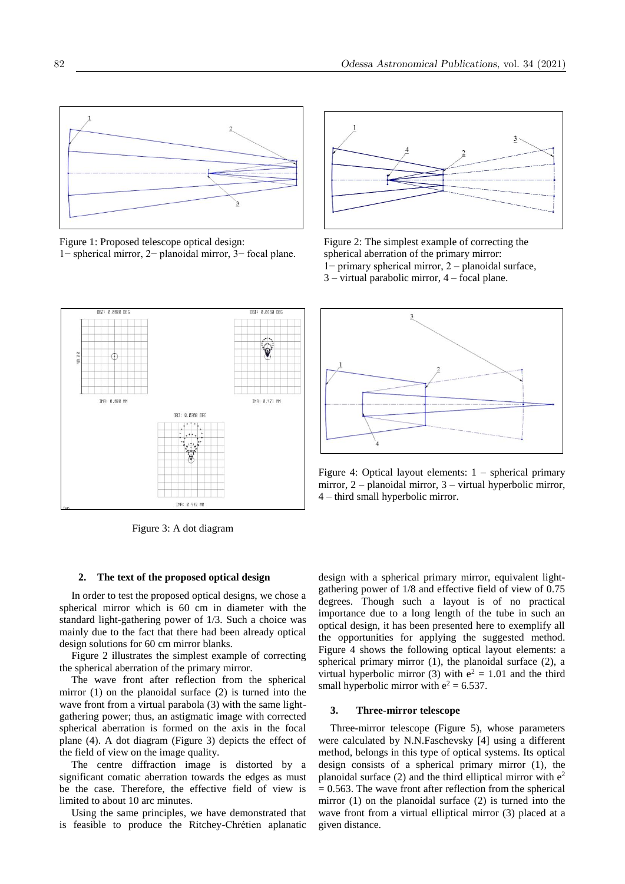Figure 1: Proposed telescope optical design:
1− spherical mirror, 2− planoidal mirror, 3− focal plane.

Figure 2: The simplest example of correcting the spherical aberration of the primary mirror:
1− primary spherical mirror, 2 – planoidal surface, 3 – virtual parabolic mirror, 4 – focal plane.

Figure 3: A dot diagram

Figure 4: Optical layout elements: 1 – spherical primary mirror, 2 – planoidal mirror, 3 – virtual hyperbolic mirror, 4 – third small hyperbolic mirror.

## 2. The text of the proposed optical design

In order to test the proposed optical designs, we chose a spherical mirror which is 60 cm in diameter with the standard light-gathering power of 1/3. Such a choice was mainly due to the fact that there had been already optical design solutions for 60 cm mirror blanks.

Figure 2 illustrates the simplest example of correcting the spherical aberration of the primary mirror.

The wave front after reflection from the spherical mirror (1) on the planoidal surface (2) is turned into the wave front from a virtual parabola (3) with the same light-gathering power; thus, an astigmatic image with corrected spherical aberration is formed on the axis in the focal plane (4). A dot diagram (Figure 3) depicts the effect of the field of view on the image quality.

The centre diffraction image is distorted by a significant comatic aberration towards the edges as must be the case. Therefore, the effective field of view is limited to about 10 arc minutes.

Using the same principles, we have demonstrated that is feasible to produce the Ritchey-Chrétien aplanatic design with a spherical primary mirror, equivalent light-gathering power of 1/8 and effective field of view of 0.75 degrees. Though such a layout is of no practical importance due to a long length of the tube in such an optical design, it has been presented here to exemplify all the opportunities for applying the suggested method. Figure 4 shows the following optical layout elements: a spherical primary mirror (1), the planoidal surface (2), a virtual hyperbolic mirror (3) with $e^2 = 1.01$ and the third small hyperbolic mirror with $e^2 = 6.537$.

## 3. Three-mirror telescope

Three-mirror telescope (Figure 5), whose parameters were calculated by N.N.Faschevsky [4] using a different method, belongs in this type of optical systems. Its optical design consists of a spherical primary mirror (1), the planoidal surface (2) and the third elliptical mirror with $e^2 = 0.563$. The wave front after reflection from the spherical mirror (1) on the planoidal surface (2) is turned into the wave front from a virtual elliptical mirror (3) placed at a given distance.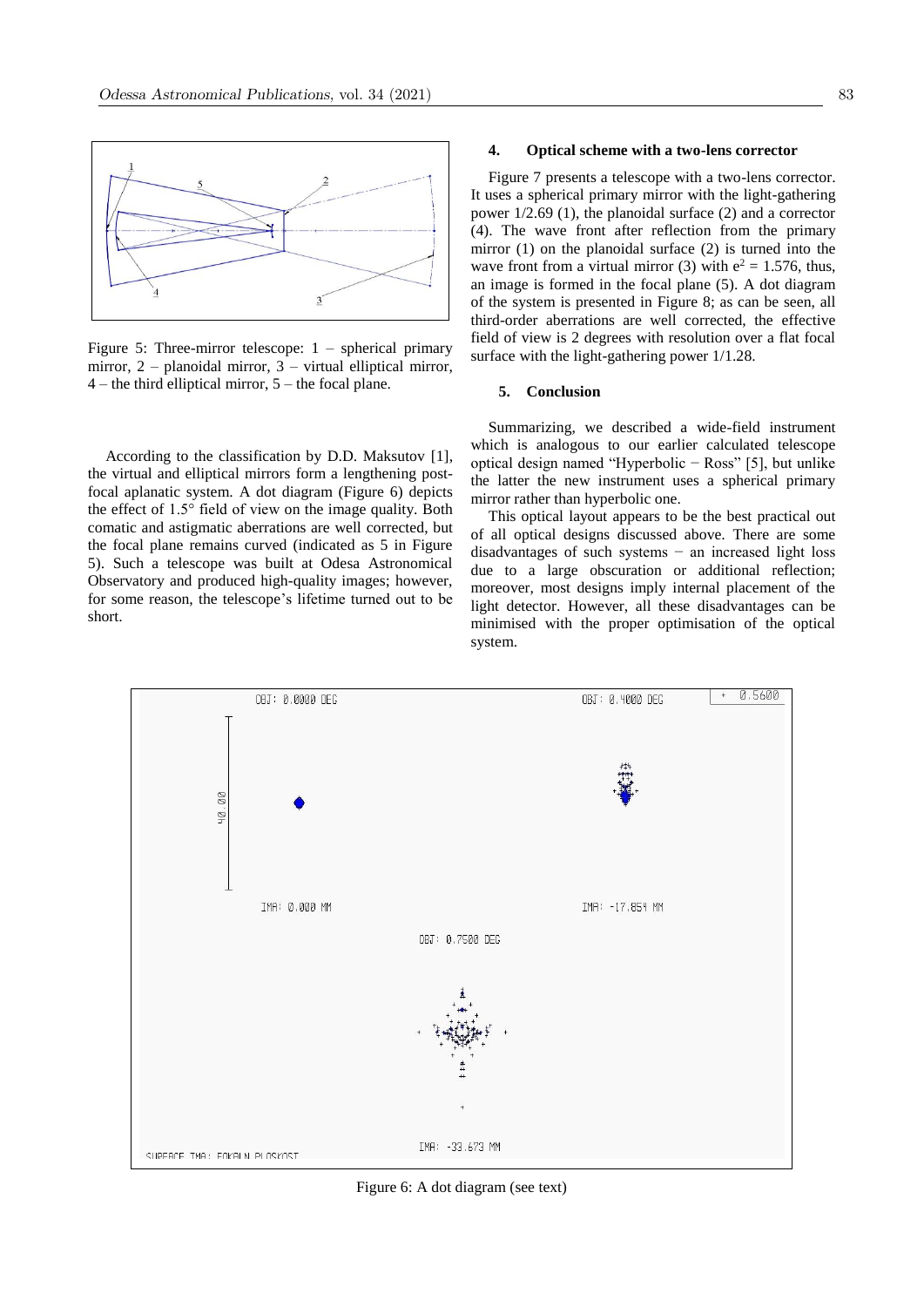Figure 5: Three-mirror telescope: 1 – spherical primary mirror, 2 – planoidal mirror, 3 – virtual elliptical mirror, 4 – the third elliptical mirror, 5 – the focal plane.

According to the classification by D.D. Maksutov [1], the virtual and elliptical mirrors form a lengthening post-focal aplanatic system. A dot diagram (Figure 6) depicts the effect of 1.5° field of view on the image quality. Both comatic and astigmatic aberrations are well corrected, but the focal plane remains curved (indicated as 5 in Figure 5). Such a telescope was built at Odesa Astronomical Observatory and produced high-quality images; however, for some reason, the telescope's lifetime turned out to be short.

## 4. Optical scheme with a two-lens corrector

Figure 7 presents a telescope with a two-lens corrector. It uses a spherical primary mirror with the light-gathering power 1/2.69 (1), the planoidal surface (2) and a corrector (4). The wave front after reflection from the primary mirror (1) on the planoidal surface (2) is turned into the wave front from a virtual mirror (3) with $e^2 = 1.576$, thus, an image is formed in the focal plane (5). A dot diagram of the system is presented in Figure 8; as can be seen, all third-order aberrations are well corrected, the effective field of view is 2 degrees with resolution over a flat focal surface with the light-gathering power 1/1.28.

## 5. Conclusion

Summarizing, we described a wide-field instrument which is analogous to our earlier calculated telescope optical design named "Hyperbolic − Ross" [5], but unlike the latter the new instrument uses a spherical primary mirror rather than hyperbolic one.

This optical layout appears to be the best practical out of all optical designs discussed above. There are some disadvantages of such systems − an increased light loss due to a large obscuration or additional reflection; moreover, most designs imply internal placement of the light detector. However, all these disadvantages can be minimised with the proper optimisation of the optical system.

Figure 6: A dot diagram (see text)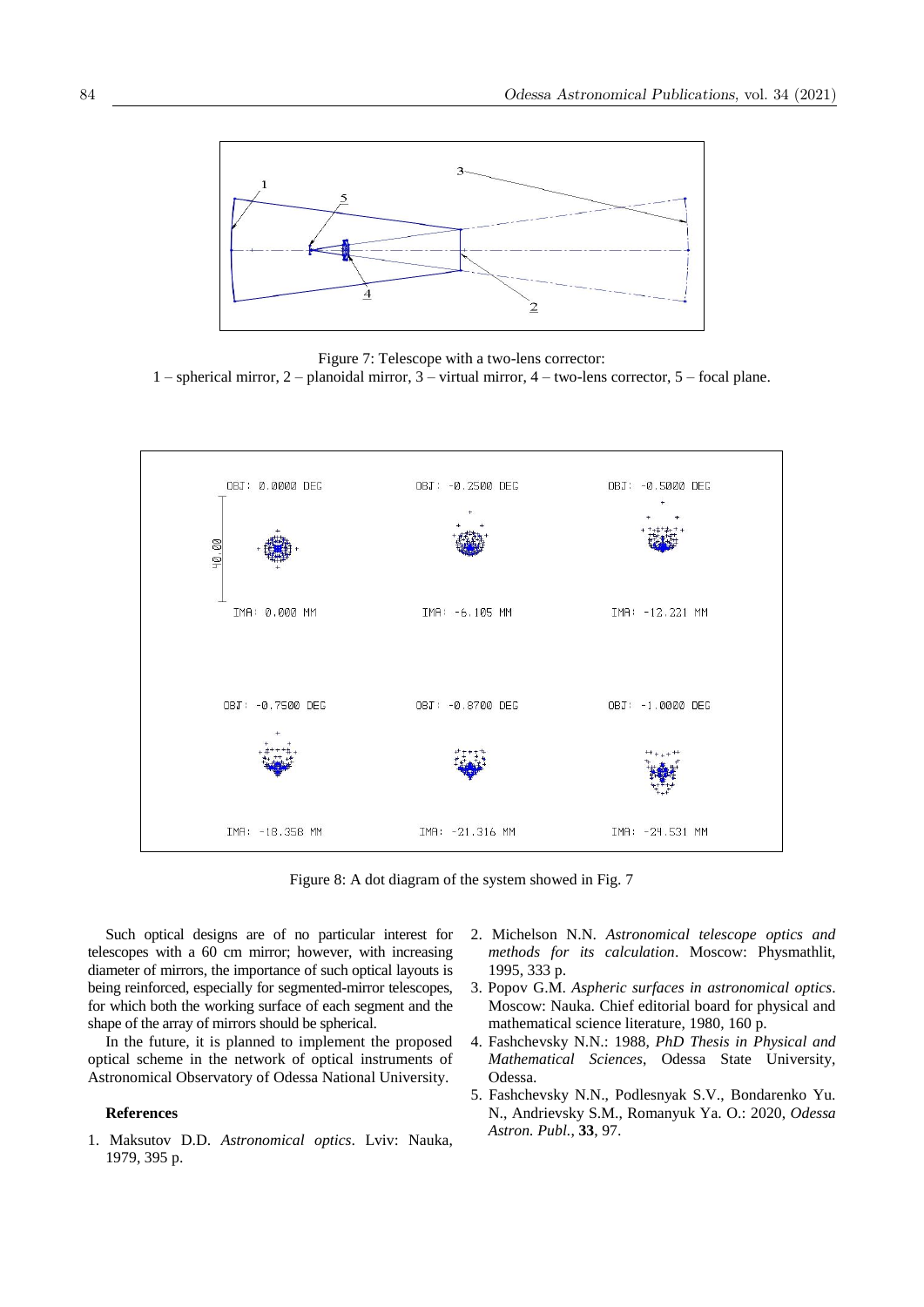1
5
3
4
2

Figure 7: Telescope with a two-lens corrector:
1 – spherical mirror, 2 – planoidal mirror, 3 – virtual mirror, 4 – two-lens corrector, 5 – focal plane.

OBJ: 0.0000 DEG
OBJ: -0.2500 DEG
OBJ: -0.5000 DEG
40.00
IMA: 0.000 MM
IMA: -6.105 MM
IMA: -12.221 MM
OBJ: -0.7500 DEG
OBJ: -0.8700 DEG
OBJ: -1.0000 DEG
IMA: -18.358 MM
IMA: -21.316 MM
IMA: -24.531 MM

Figure 8: A dot diagram of the system showed in Fig. 7

Such optical designs are of no particular interest for telescopes with a 60 cm mirror; however, with increasing diameter of mirrors, the importance of such optical layouts is being reinforced, especially for segmented-mirror telescopes, for which both the working surface of each segment and the shape of the array of mirrors should be spherical.

In the future, it is planned to implement the proposed optical scheme in the network of optical instruments of Astronomical Observatory of Odessa National University.

**References**

1. Maksutov D.D. *Astronomical optics*. Lviv: Nauka, 1979, 395 p.
2. Michelson N.N. *Astronomical telescope optics and methods for its calculation*. Moscow: Physmathlit, 1995, 333 p.
3. Popov G.M. *Aspheric surfaces in astronomical optics*. Moscow: Nauka. Chief editorial board for physical and mathematical science literature, 1980, 160 p.
4. Fashchevsky N.N.: 1988, *PhD Thesis in Physical and Mathematical Sciences*, Odessa State University, Odessa.
5. Fashchevsky N.N., Podlesnyak S.V., Bondarenko Yu. N., Andrievsky S.M., Romanyuk Ya. O.: 2020, *Odessa Astron. Publ.*, **33**, 97.